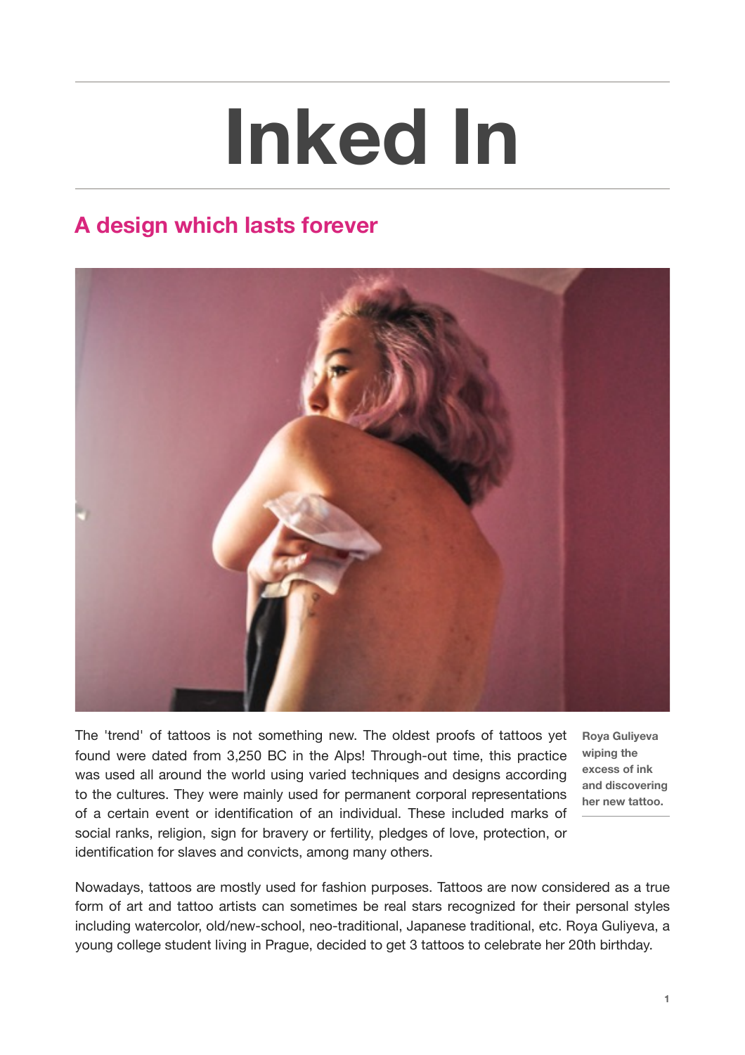# Inked In

## A design which lasts forever

Roya Guliyeva wiping the excess of ink and discovering her new tattoo.

The 'trend' of tattoos is not something new. The oldest proofs of tattoos yet found were dated from 3,250 BC in the Alps! Through-out time, this practice was used all around the world using varied techniques and designs according to the cultures. They were mainly used for permanent corporal representations of a certain event or identification of an individual. These included marks of social ranks, religion, sign for bravery or fertility, pledges of love, protection, or identification for slaves and convicts, among many others.

Nowadays, tattoos are mostly used for fashion purposes. Tattoos are now considered as a true form of art and tattoo artists can sometimes be real stars recognized for their personal styles including watercolor, old/new-school, neo-traditional, Japanese traditional, etc. Roya Guliyeva, a young college student living in Prague, decided to get 3 tattoos to celebrate her 20th birthday.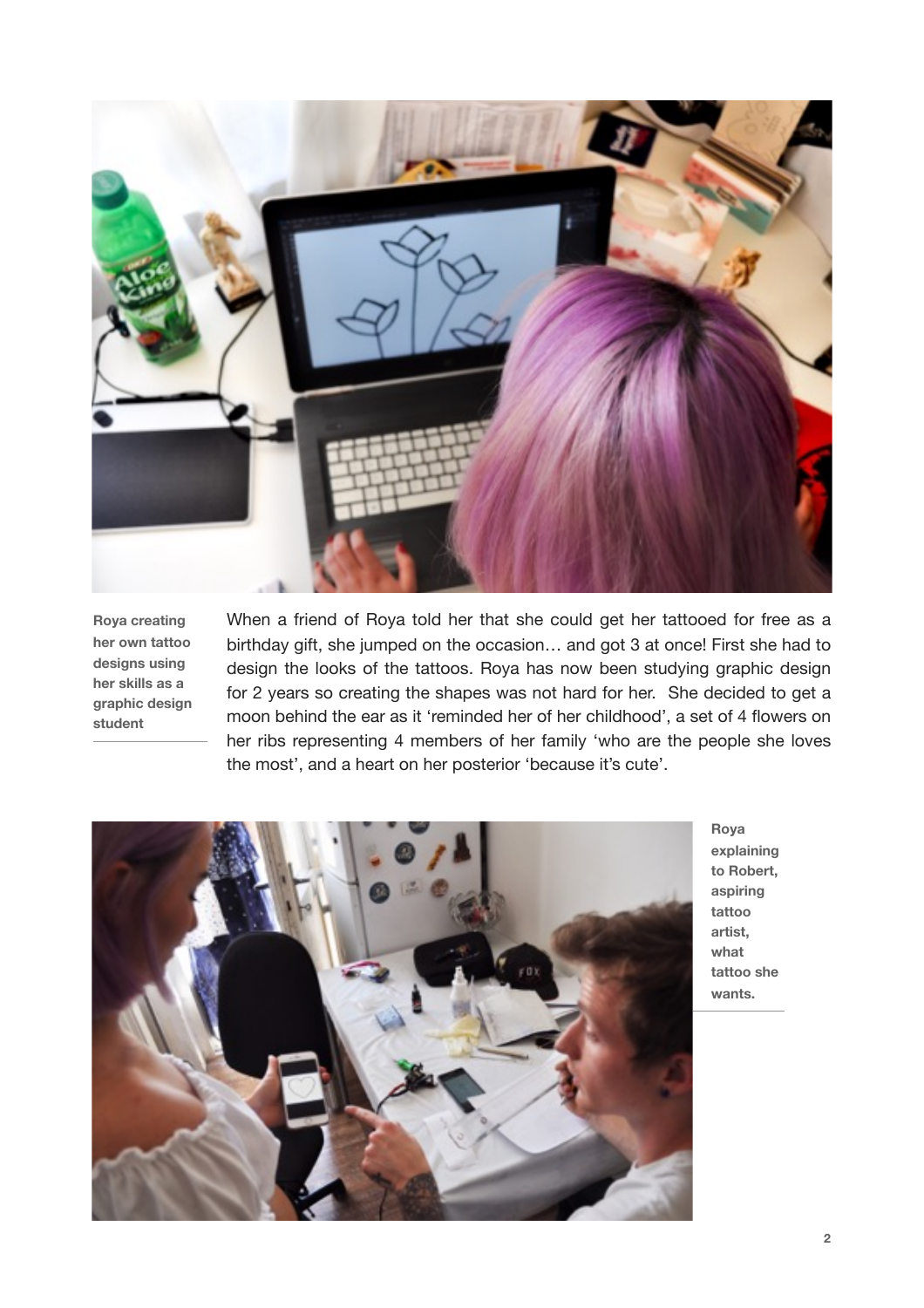Roya creating her own tattoo designs using her skills as a graphic design student

When a friend of Roya told her that she could get her tattooed for free as a birthday gift, she jumped on the occasion… and got 3 at once! First she had to design the looks of the tattoos. Roya has now been studying graphic design for 2 years so creating the shapes was not hard for her. She decided to get a moon behind the ear as it 'reminded her of her childhood', a set of 4 flowers on her ribs representing 4 members of her family 'who are the people she loves the most', and a heart on her posterior 'because it's cute'.

Roya explaining to Robert, aspiring tattoo artist, what tattoo she wants.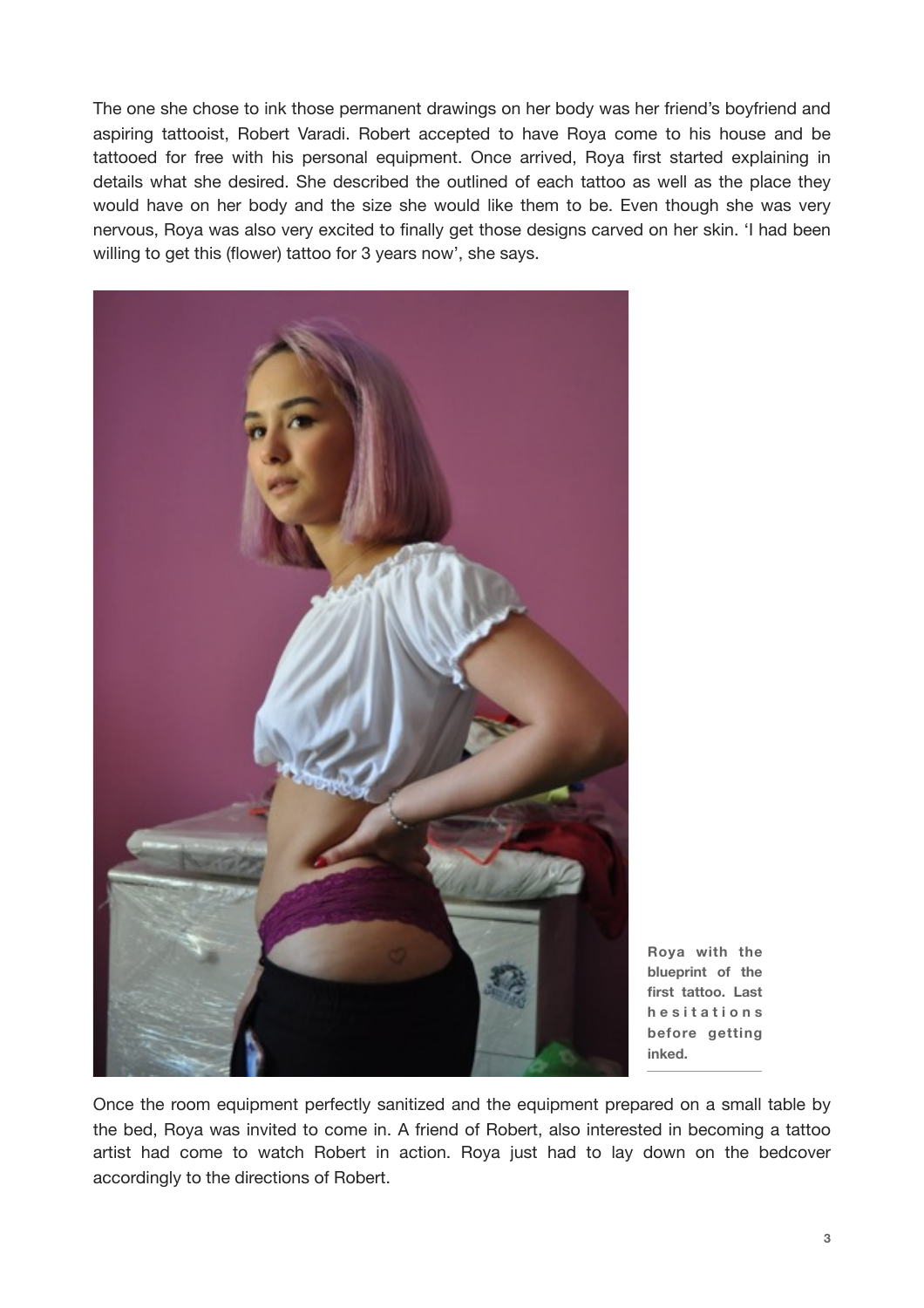The one she chose to ink those permanent drawings on her body was her friend's boyfriend and aspiring tattooist, Robert Varadi. Robert accepted to have Roya come to his house and be tattooed for free with his personal equipment. Once arrived, Roya first started explaining in details what she desired. She described the outlined of each tattoo as well as the place they would have on her body and the size she would like them to be. Even though she was very nervous, Roya was also very excited to finally get those designs carved on her skin. 'I had been willing to get this (flower) tattoo for 3 years now', she says.

**Roya with the blueprint of the first tattoo. Last hesitations before getting inked.**

Once the room equipment perfectly sanitized and the equipment prepared on a small table by the bed, Roya was invited to come in. A friend of Robert, also interested in becoming a tattoo artist had come to watch Robert in action. Roya just had to lay down on the bedcover accordingly to the directions of Robert.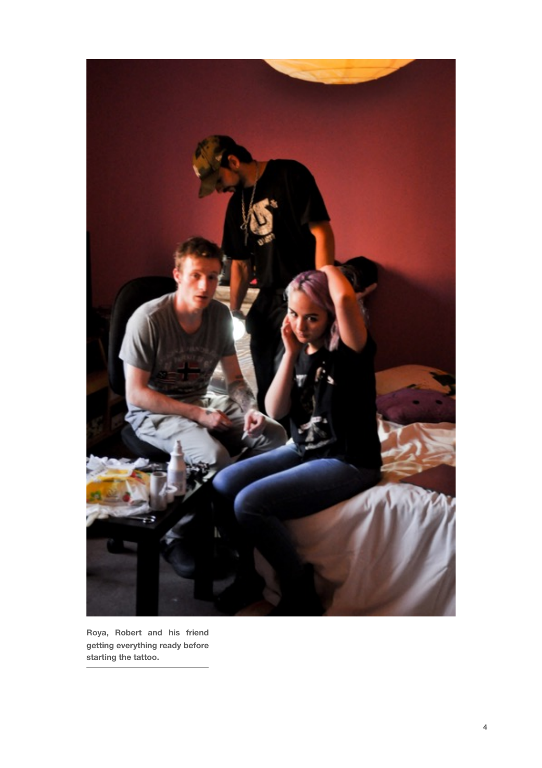**Roya, Robert and his friend getting everything ready before starting the tattoo.**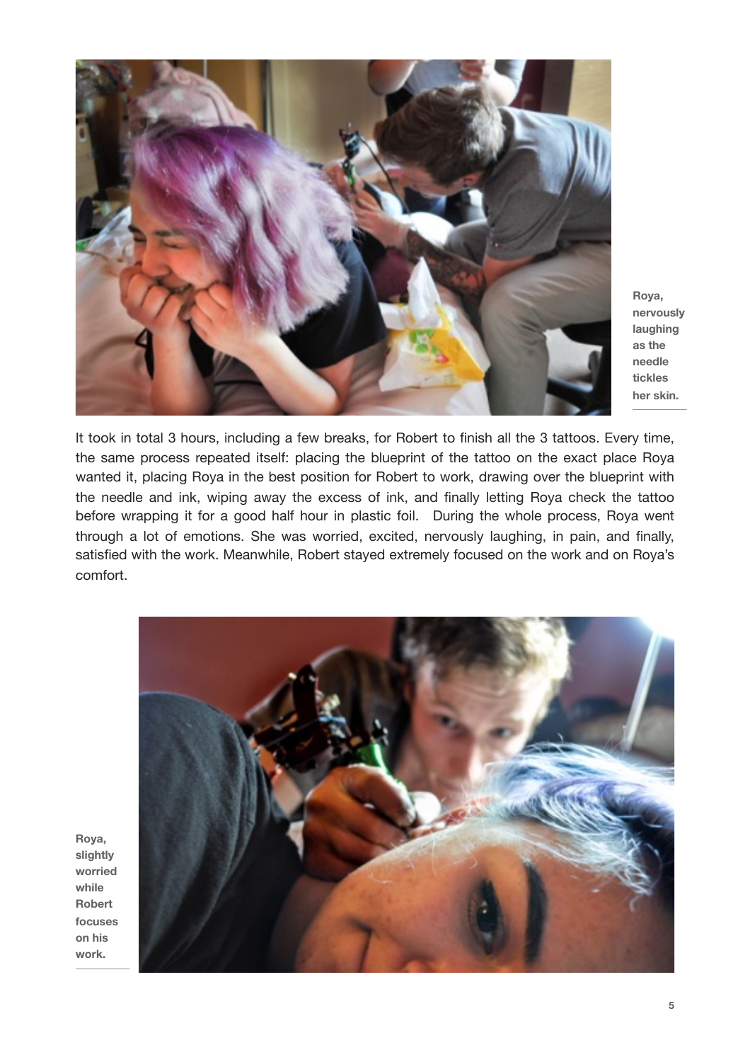Roya, nervously laughing as the needle tickles her skin.

It took in total 3 hours, including a few breaks, for Robert to finish all the 3 tattoos. Every time, the same process repeated itself: placing the blueprint of the tattoo on the exact place Roya wanted it, placing Roya in the best position for Robert to work, drawing over the blueprint with the needle and ink, wiping away the excess of ink, and finally letting Roya check the tattoo before wrapping it for a good half hour in plastic foil. During the whole process, Roya went through a lot of emotions. She was worried, excited, nervously laughing, in pain, and finally, satisfied with the work. Meanwhile, Robert stayed extremely focused on the work and on Roya's comfort.

Roya, slightly worried while Robert focuses on his work.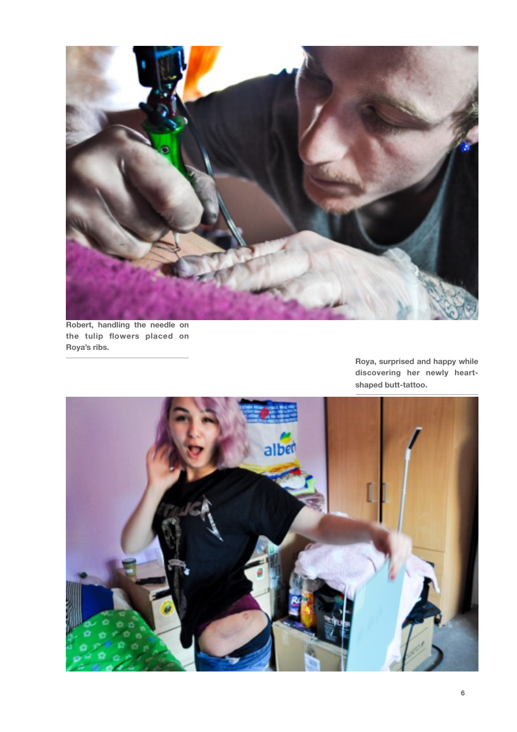Robert, handling the needle on the tulip flowers placed on Roya's ribs.

Roya, surprised and happy while discovering her newly heart-shaped butt-tattoo.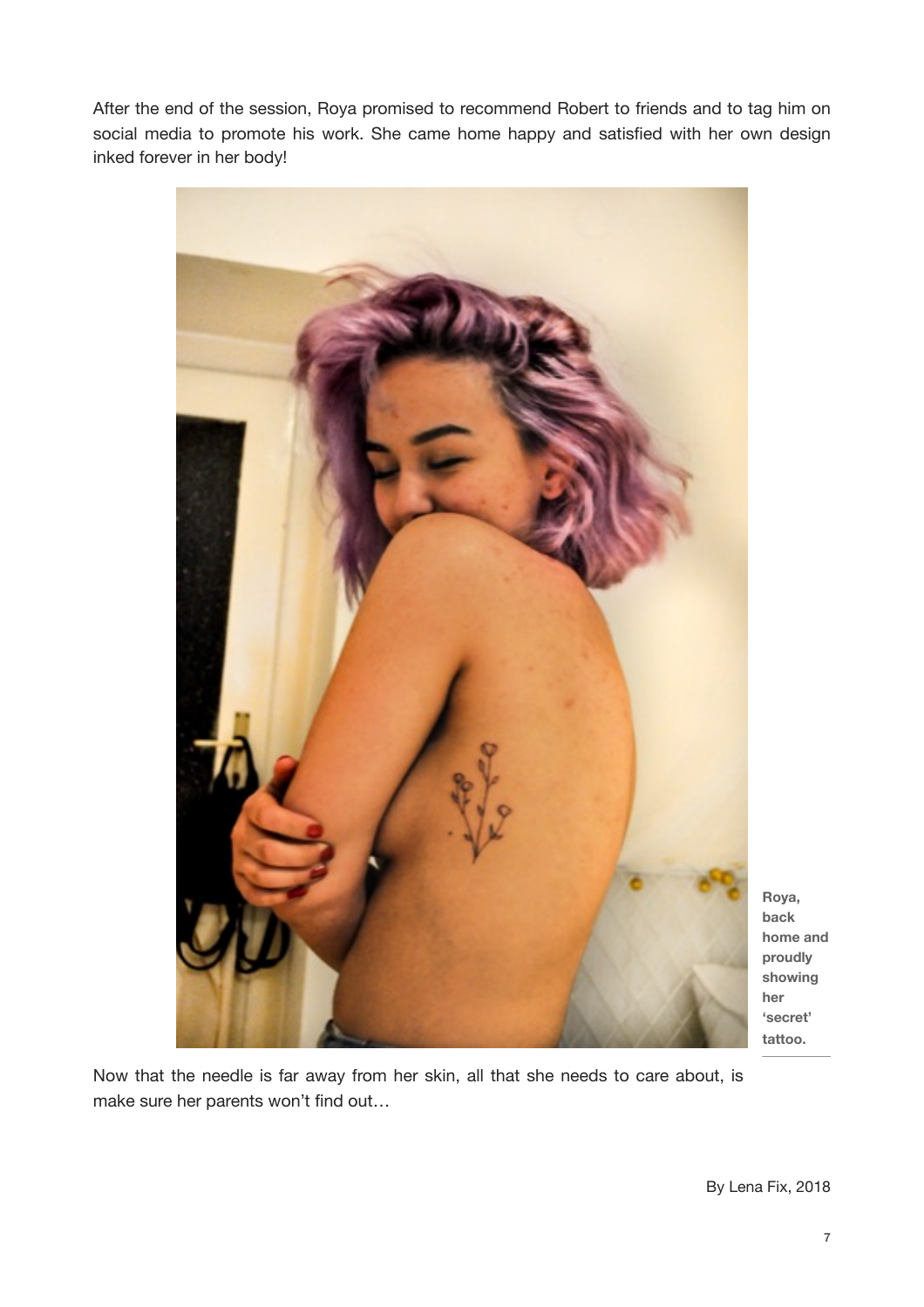After the end of the session, Roya promised to recommend Robert to friends and to tag him on social media to promote his work. She came home happy and satisfied with her own design inked forever in her body!

**Roya, back home and proudly showing her 'secret' tattoo.**

Now that the needle is far away from her skin, all that she needs to care about, is make sure her parents won't find out…

By Lena Fix, 2018